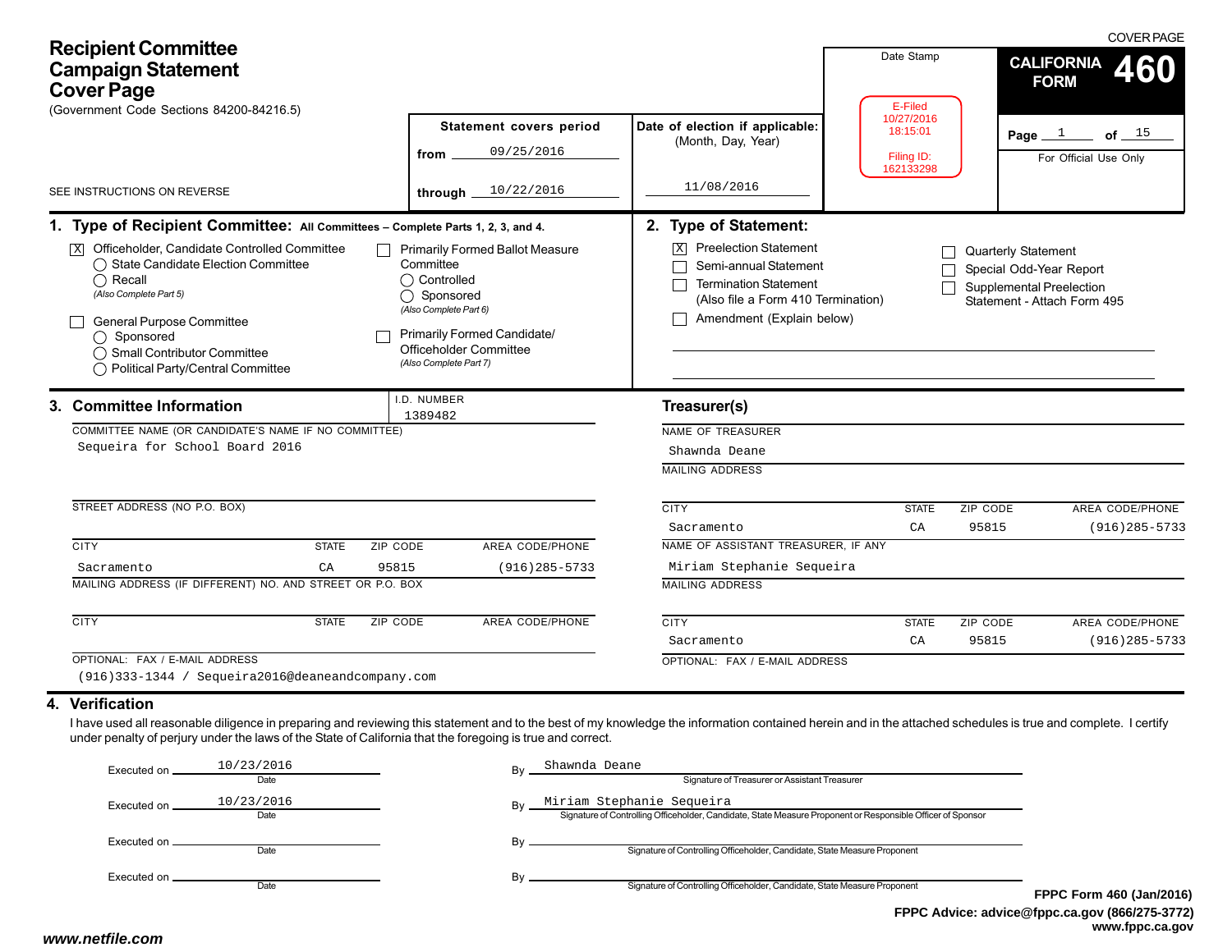COVER PAGE

# Recipient Committee Campaign Statement Cover Page

(Government Code Sections 84200-84216.5)

SEE INSTRUCTIONS ON REVERSE

**Statement covers period**

from 09/25/2016

through 10/22/2016

**Date of election if applicable:** (Month, Day, Year)

11/08/2016

Date Stamp

E-Filed
10/27/2016
18:15:01

Filing ID:
162133298

**CALIFORNIA FORM 460**

Page 1 of 15

For Official Use Only

## 1. Type of Recipient Committee: All Committees – Complete Parts 1, 2, 3, and 4.

- [X] Officeholder, Candidate Controlled Committee
  - ◯ State Candidate Election Committee
  - ◯ Recall
  - *(Also Complete Part 5)*
- [ ] General Purpose Committee
  - ◯ Sponsored
  - ◯ Small Contributor Committee
  - ◯ Political Party/Central Committee
- [ ] Primarily Formed Ballot Measure Committee
  - ◯ Controlled
  - ◯ Sponsored
  - *(Also Complete Part 6)*
- [ ] Primarily Formed Candidate/ Officeholder Committee
  - *(Also Complete Part 7)*

## 2. Type of Statement:

- [X] Preelection Statement
- [ ] Semi-annual Statement
- [ ] Termination Statement (Also file a Form 410 Termination)
- [ ] Amendment (Explain below)
- [ ] Quarterly Statement
- [ ] Special Odd-Year Report
- [ ] Supplemental Preelection Statement - Attach Form 495

## 3. Committee Information

I.D. NUMBER: 1389482

COMMITTEE NAME (OR CANDIDATE'S NAME IF NO COMMITTEE): Sequeira for School Board 2016

STREET ADDRESS (NO P.O. BOX):

| CITY | STATE | ZIP CODE | AREA CODE/PHONE |
|---|---|---|---|
| Sacramento | CA | 95815 | (916)285-5733 |

MAILING ADDRESS (IF DIFFERENT) NO. AND STREET OR P.O. BOX:

| CITY | STATE | ZIP CODE | AREA CODE/PHONE |
|---|---|---|---|
| | | | |

OPTIONAL: FAX / E-MAIL ADDRESS: (916)333-1344 / Sequeira2016@deaneandcompany.com

### Treasurer(s)

NAME OF TREASURER: Shawnda Deane

MAILING ADDRESS:

| CITY | STATE | ZIP CODE | AREA CODE/PHONE |
|---|---|---|---|
| Sacramento | CA | 95815 | (916)285-5733 |

NAME OF ASSISTANT TREASURER, IF ANY: Miriam Stephanie Sequeira

MAILING ADDRESS:

| CITY | STATE | ZIP CODE | AREA CODE/PHONE |
|---|---|---|---|
| Sacramento | CA | 95815 | (916)285-5733 |

OPTIONAL: FAX / E-MAIL ADDRESS:

## 4. Verification

I have used all reasonable diligence in preparing and reviewing this statement and to the best of my knowledge the information contained herein and in the attached schedules is true and complete. I certify under penalty of perjury under the laws of the State of California that the foregoing is true and correct.

Executed on 10/23/2016 (Date) By Shawnda Deane (Signature of Treasurer or Assistant Treasurer)

Executed on 10/23/2016 (Date) By Miriam Stephanie Sequeira (Signature of Controlling Officeholder, Candidate, State Measure Proponent or Responsible Officer of Sponsor)

Executed on ______ (Date) By ______ (Signature of Controlling Officeholder, Candidate, State Measure Proponent)

Executed on ______ (Date) By ______ (Signature of Controlling Officeholder, Candidate, State Measure Proponent)

FPPC Form 460 (Jan/2016)
FPPC Advice: advice@fppc.ca.gov (866/275-3772)
www.fppc.ca.gov

www.netfile.com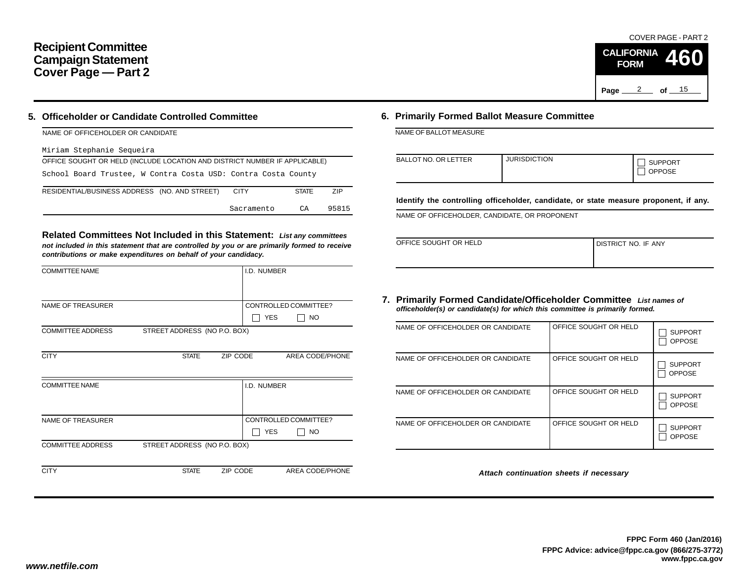# Recipient Committee Campaign Statement Cover Page — Part 2

COVER PAGE - PART 2

**CALIFORNIA FORM 460**

## 5. Officeholder or Candidate Controlled Committee

| NAME OF OFFICEHOLDER OR CANDIDATE | | | |
|---|---|---|---|
| Miriam Stephanie Sequeira | | | |
| **OFFICE SOUGHT OR HELD (INCLUDE LOCATION AND DISTRICT NUMBER IF APPLICABLE)** | | | |
| School Board Trustee, W Contra Costa USD: Contra Costa County | | | |
| **RESIDENTIAL/BUSINESS ADDRESS (NO. AND STREET)** | **CITY** | **STATE** | **ZIP** |
| | Sacramento | CA | 95815 |

### Related Committees Not Included in this Statement:

*List any committees not included in this statement that are controlled by you or are primarily formed to receive contributions or make expenditures on behalf of your candidacy.*

| COMMITTEE NAME | | | I.D. NUMBER |
|---|---|---|---|
| | | | |
| NAME OF TREASURER | | | CONTROLLED COMMITTEE? ☐ YES ☐ NO |
| COMMITTEE ADDRESS | STREET ADDRESS (NO P.O. BOX) | | |
| CITY | STATE | ZIP CODE | AREA CODE/PHONE |

| COMMITTEE NAME | | | I.D. NUMBER |
|---|---|---|---|
| | | | |
| NAME OF TREASURER | | | CONTROLLED COMMITTEE? ☐ YES ☐ NO |
| COMMITTEE ADDRESS | STREET ADDRESS (NO P.O. BOX) | | |
| CITY | STATE | ZIP CODE | AREA CODE/PHONE |

## 6. Primarily Formed Ballot Measure Committee

| NAME OF BALLOT MEASURE | | |
|---|---|---|
| | | |
| BALLOT NO. OR LETTER | JURISDICTION | ☐ SUPPORT ☐ OPPOSE |

**Identify the controlling officeholder, candidate, or state measure proponent, if any.**

| NAME OF OFFICEHOLDER, CANDIDATE, OR PROPONENT | |
|---|---|
| | |
| OFFICE SOUGHT OR HELD | DISTRICT NO. IF ANY |

## 7. Primarily Formed Candidate/Officeholder Committee

*List names of officeholder(s) or candidate(s) for which this committee is primarily formed.*

| NAME OF OFFICEHOLDER OR CANDIDATE | OFFICE SOUGHT OR HELD | |
|---|---|---|
| | | ☐ SUPPORT ☐ OPPOSE |
| NAME OF OFFICEHOLDER OR CANDIDATE | OFFICE SOUGHT OR HELD | ☐ SUPPORT ☐ OPPOSE |
| NAME OF OFFICEHOLDER OR CANDIDATE | OFFICE SOUGHT OR HELD | ☐ SUPPORT ☐ OPPOSE |
| NAME OF OFFICEHOLDER OR CANDIDATE | OFFICE SOUGHT OR HELD | ☐ SUPPORT ☐ OPPOSE |

*Attach continuation sheets if necessary*

**FPPC Form 460 (Jan/2016)**
**FPPC Advice: advice@fppc.ca.gov (866/275-3772)**
**www.fppc.ca.gov**

*www.netfile.com*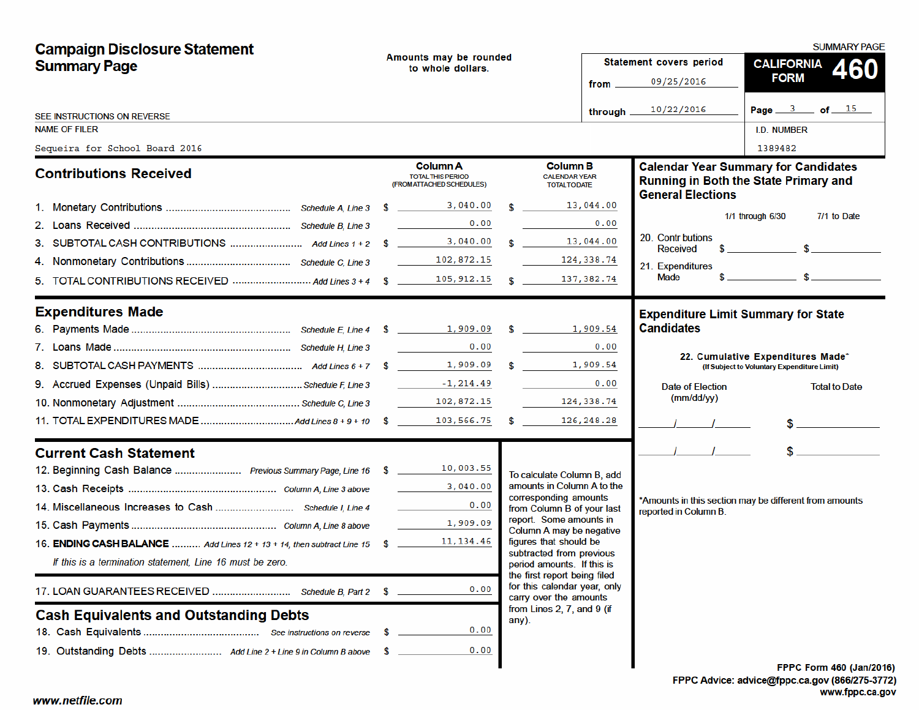# Campaign Disclosure Statement Summary Page

Amounts may be rounded to whole dollars.

SUMMARY PAGE

**CALIFORNIA FORM 460**

Statement covers period

from 09/25/2016

through 10/22/2016

SEE INSTRUCTIONS ON REVERSE

NAME OF FILER

Sequeira for School Board 2016

I.D. NUMBER

1389482

## Contributions Received

| | | | Column A TOTAL THIS PERIOD (FROM ATTACHED SCHEDULES) | Column B CALENDAR YEAR TOTAL TO DATE |
|---|---|---|---|---|
| 1. | Monetary Contributions | *Schedule A, Line 3* | $ 3,040.00 | $ 13,044.00 |
| 2. | Loans Received | *Schedule B, Line 3* | 0.00 | 0.00 |
| 3. | SUBTOTAL CASH CONTRIBUTIONS | *Add Lines 1 + 2* | $ 3,040.00 | $ 13,044.00 |
| 4. | Nonmonetary Contributions | *Schedule C, Line 3* | 102,872.15 | 124,338.74 |
| 5. | TOTAL CONTRIBUTIONS RECEIVED | *Add Lines 3 + 4* | $ 105,912.15 | $ 137,382.74 |

## Expenditures Made

| | | | Column A | Column B |
|---|---|---|---|---|
| 6. | Payments Made | *Schedule E, Line 4* | $ 1,909.09 | $ 1,909.54 |
| 7. | Loans Made | *Schedule H, Line 3* | 0.00 | 0.00 |
| 8. | SUBTOTAL CASH PAYMENTS | *Add Lines 6 + 7* | $ 1,909.09 | $ 1,909.54 |
| 9. | Accrued Expenses (Unpaid Bills) | *Schedule F, Line 3* | -1,214.49 | 0.00 |
| 10. | Nonmonetary Adjustment | *Schedule C, Line 3* | 102,872.15 | 124,338.74 |
| 11. | TOTAL EXPENDITURES MADE | *Add Lines 8 + 9 + 10* | $ 103,566.75 | $ 126,248.28 |

## Current Cash Statement

| | | | |
|---|---|---|---|
| 12. | Beginning Cash Balance | *Previous Summary Page, Line 16* | $ 10,003.55 |
| 13. | Cash Receipts | *Column A, Line 3 above* | 3,040.00 |
| 14. | Miscellaneous Increases to Cash | *Schedule I, Line 4* | 0.00 |
| 15. | Cash Payments | *Column A, Line 8 above* | 1,909.09 |
| 16. | **ENDING CASH BALANCE** | *Add Lines 12 + 13 + 14, then subtract Line 15* | $ 11,134.46 |

*If this is a termination statement, Line 16 must be zero.*

| | | | |
|---|---|---|---|
| 17. | LOAN GUARANTEES RECEIVED | *Schedule B, Part 2* | $ 0.00 |

## Cash Equivalents and Outstanding Debts

| | | | |
|---|---|---|---|
| 18. | Cash Equivalents | *See instructions on reverse* | $ 0.00 |
| 19. | Outstanding Debts | *Add Line 2 + Line 9 in Column B above* | $ 0.00 |

To calculate Column B, add amounts in Column A to the corresponding amounts from Column B of your last report. Some amounts in Column A may be negative figures that should be subtracted from previous period amounts. If this is the first report being filed for this calendar year, only carry over the amounts from Lines 2, 7, and 9 (if any).

## Calendar Year Summary for Candidates Running in Both the State Primary and General Elections

| | 1/1 through 6/30 | 7/1 to Date |
|---|---|---|
| 20. Contributions Received | $ | $ |
| 21. Expenditures Made | $ | $ |

## Expenditure Limit Summary for State Candidates

**22. Cumulative Expenditures Made*** (If Subject to Voluntary Expenditure Limit)

| Date of Election (mm/dd/yy) | Total to Date |
|---|---|
| / / | $ |
| / / | $ |

*Amounts in this section may be different from amounts reported in Column B.

FPPC Form 460 (Jan/2016)
FPPC Advice: advice@fppc.ca.gov (866/275-3772)
www.fppc.ca.gov

www.netfile.com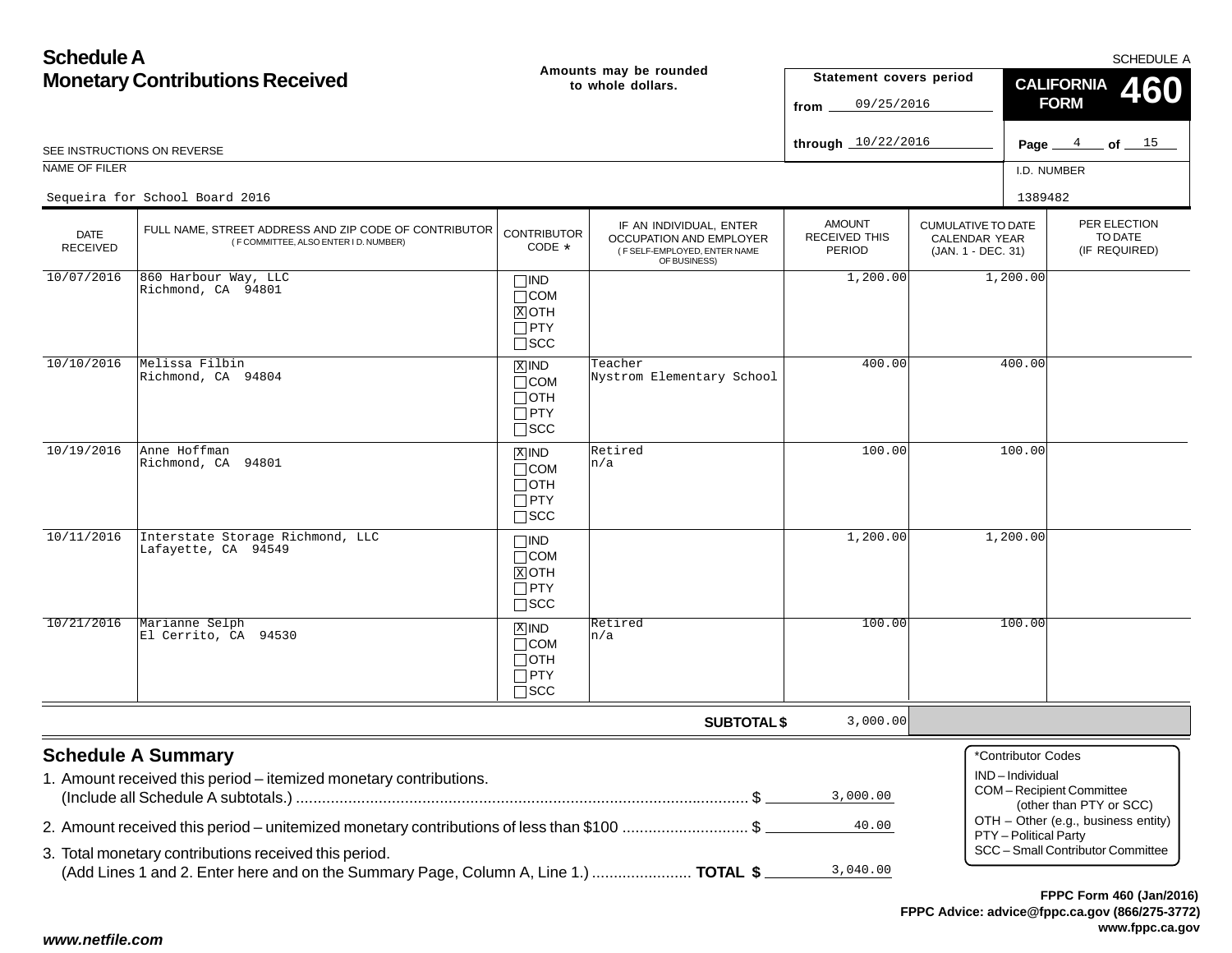# Schedule A
## Monetary Contributions Received

Amounts may be rounded to whole dollars.

SCHEDULE A

**CALIFORNIA FORM 460**

Statement covers period from 09/25/2016 through 10/22/2016

Page 4 of 15

SEE INSTRUCTIONS ON REVERSE

NAME OF FILER: Sequeira for School Board 2016

I.D. NUMBER: 1389482

| DATE RECEIVED | FULL NAME, STREET ADDRESS AND ZIP CODE OF CONTRIBUTOR (IF COMMITTEE, ALSO ENTER I.D. NUMBER) | CONTRIBUTOR CODE * | IF AN INDIVIDUAL, ENTER OCCUPATION AND EMPLOYER (IF SELF-EMPLOYED, ENTER NAME OF BUSINESS) | AMOUNT RECEIVED THIS PERIOD | CUMULATIVE TO DATE CALENDAR YEAR (JAN. 1 - DEC. 31) | PER ELECTION TO DATE (IF REQUIRED) |
|---|---|---|---|---|---|---|
| 10/07/2016 | 860 Harbour Way, LLC<br>Richmond, CA 94801 | [ ] IND<br>[ ] COM<br>[X] OTH<br>[ ] PTY<br>[ ] SCC | | 1,200.00 | 1,200.00 | |
| 10/10/2016 | Melissa Filbin<br>Richmond, CA 94804 | [X] IND<br>[ ] COM<br>[ ] OTH<br>[ ] PTY<br>[ ] SCC | Teacher<br>Nystrom Elementary School | 400.00 | 400.00 | |
| 10/19/2016 | Anne Hoffman<br>Richmond, CA 94801 | [X] IND<br>[ ] COM<br>[ ] OTH<br>[ ] PTY<br>[ ] SCC | Retired<br>n/a | 100.00 | 100.00 | |
| 10/11/2016 | Interstate Storage Richmond, LLC<br>Lafayette, CA 94549 | [ ] IND<br>[ ] COM<br>[X] OTH<br>[ ] PTY<br>[ ] SCC | | 1,200.00 | 1,200.00 | |
| 10/21/2016 | Marianne Selph<br>El Cerrito, CA 94530 | [X] IND<br>[ ] COM<br>[ ] OTH<br>[ ] PTY<br>[ ] SCC | Retired<br>n/a | 100.00 | 100.00 | |
| | | | **SUBTOTAL $** | 3,000.00 | | |

## Schedule A Summary

1. Amount received this period – itemized monetary contributions. (Include all Schedule A subtotals.) ........ $ 3,000.00
2. Amount received this period – unitemized monetary contributions of less than $100 ........ $ 40.00
3. Total monetary contributions received this period. (Add Lines 1 and 2. Enter here and on the Summary Page, Column A, Line 1.) ........ **TOTAL $** 3,040.00

*Contributor Codes
- IND – Individual
- COM – Recipient Committee (other than PTY or SCC)
- OTH – Other (e.g., business entity)
- PTY – Political Party
- SCC – Small Contributor Committee

**FPPC Form 460 (Jan/2016)**
**FPPC Advice: advice@fppc.ca.gov (866/275-3772)**
**www.fppc.ca.gov**

***www.netfile.com***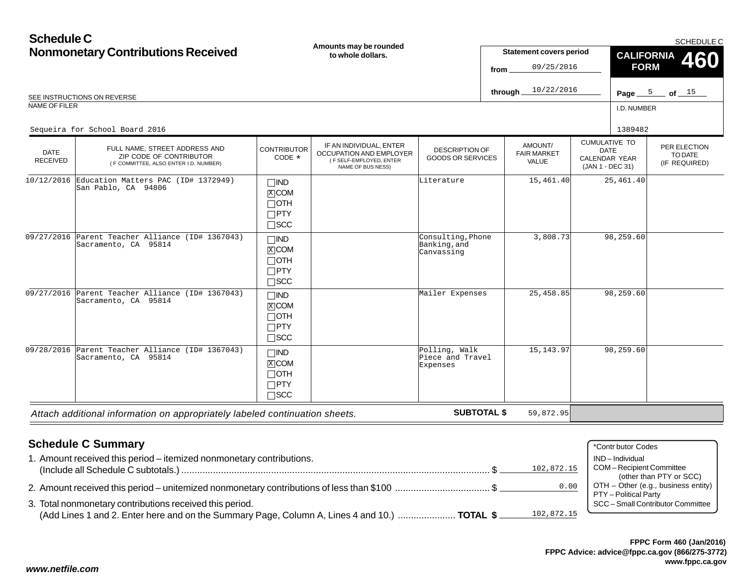# Schedule C
## Nonmonetary Contributions Received

**Amounts may be rounded to whole dollars.**

**Statement covers period**
from 09/25/2016
through 10/22/2016

SCHEDULE C
**CALIFORNIA FORM 460**

Page 5 of 15

SEE INSTRUCTIONS ON REVERSE

NAME OF FILER: Sequeira for School Board 2016

I.D. NUMBER: 1389482

| DATE RECEIVED | FULL NAME, STREET ADDRESS AND ZIP CODE OF CONTRIBUTOR (IF COMMITTEE, ALSO ENTER I.D. NUMBER) | CONTRIBUTOR CODE * | IF AN INDIVIDUAL, ENTER OCCUPATION AND EMPLOYER (IF SELF-EMPLOYED, ENTER NAME OF BUSINESS) | DESCRIPTION OF GOODS OR SERVICES | AMOUNT/ FAIR MARKET VALUE | CUMULATIVE TO DATE CALENDAR YEAR (JAN 1 - DEC 31) | PER ELECTION TO DATE (IF REQUIRED) |
|---|---|---|---|---|---|---|---|
| 10/12/2016 | Education Matters PAC (ID# 1372949) San Pablo, CA 94806 | ☐IND ☒COM ☐OTH ☐PTY ☐SCC | | Literature | 15,461.40 | 25,461.40 | |
| 09/27/2016 | Parent Teacher Alliance (ID# 1367043) Sacramento, CA 95814 | ☐IND ☒COM ☐OTH ☐PTY ☐SCC | | Consulting,Phone Banking,and Canvassing | 3,808.73 | 98,259.60 | |
| 09/27/2016 | Parent Teacher Alliance (ID# 1367043) Sacramento, CA 95814 | ☐IND ☒COM ☐OTH ☐PTY ☐SCC | | Mailer Expenses | 25,458.85 | 98,259.60 | |
| 09/28/2016 | Parent Teacher Alliance (ID# 1367043) Sacramento, CA 95814 | ☐IND ☒COM ☐OTH ☐PTY ☐SCC | | Polling, Walk Piece and Travel Expenses | 15,143.97 | 98,259.60 | |

*Attach additional information on appropriately labeled continuation sheets.* **SUBTOTAL $** 59,872.95

## Schedule C Summary

1. Amount received this period – itemized nonmonetary contributions. (Include all Schedule C subtotals.) .......... $ 102,872.15
2. Amount received this period – unitemized nonmonetary contributions of less than $100 .......... $ 0.00
3. Total nonmonetary contributions received this period. (Add Lines 1 and 2. Enter here and on the Summary Page, Column A, Lines 4 and 10.) .......... **TOTAL $** 102,872.15

*Contributor Codes
- IND – Individual
- COM – Recipient Committee (other than PTY or SCC)
- OTH – Other (e.g., business entity)
- PTY – Political Party
- SCC – Small Contributor Committee

**FPPC Form 460 (Jan/2016)**
**FPPC Advice: advice@fppc.ca.gov (866/275-3772)**
**www.fppc.ca.gov**

*www.netfile.com*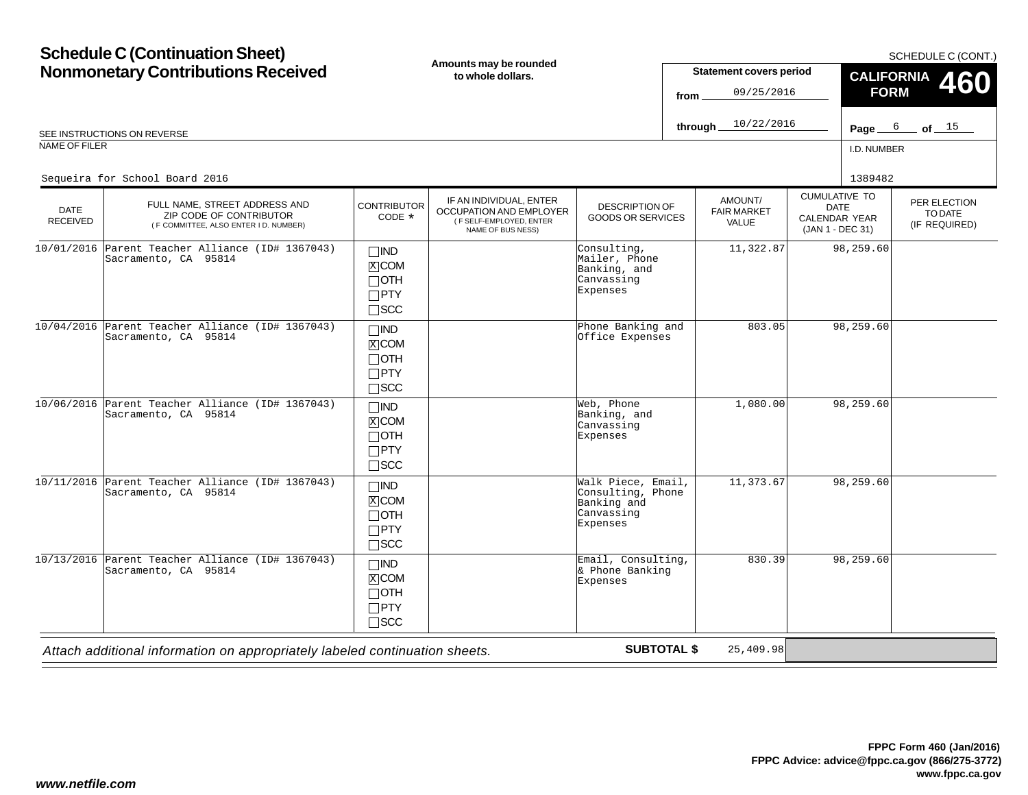# Schedule C (Continuation Sheet)
# Nonmonetary Contributions Received

**Amounts may be rounded to whole dollars.**

SCHEDULE C (CONT.)

**CALIFORNIA FORM 460**

**Statement covers period**

from 09/25/2016

through 10/22/2016

Page 6 of 15

SEE INSTRUCTIONS ON REVERSE

NAME OF FILER: Sequeira for School Board 2016

I.D. NUMBER: 1389482

| DATE RECEIVED | FULL NAME, STREET ADDRESS AND ZIP CODE OF CONTRIBUTOR (IF COMMITTEE, ALSO ENTER I.D. NUMBER) | CONTRIBUTOR CODE * | IF AN INDIVIDUAL, ENTER OCCUPATION AND EMPLOYER (IF SELF-EMPLOYED, ENTER NAME OF BUSINESS) | DESCRIPTION OF GOODS OR SERVICES | AMOUNT/ FAIR MARKET VALUE | CUMULATIVE TO DATE CALENDAR YEAR (JAN 1 - DEC 31) | PER ELECTION TO DATE (IF REQUIRED) |
|---|---|---|---|---|---|---|---|
| 10/01/2016 | Parent Teacher Alliance (ID# 1367043) Sacramento, CA 95814 | ☐IND ☒COM ☐OTH ☐PTY ☐SCC | | Consulting, Mailer, Phone Banking, and Canvassing Expenses | 11,322.87 | 98,259.60 | |
| 10/04/2016 | Parent Teacher Alliance (ID# 1367043) Sacramento, CA 95814 | ☐IND ☒COM ☐OTH ☐PTY ☐SCC | | Phone Banking and Office Expenses | 803.05 | 98,259.60 | |
| 10/06/2016 | Parent Teacher Alliance (ID# 1367043) Sacramento, CA 95814 | ☐IND ☒COM ☐OTH ☐PTY ☐SCC | | Web, Phone Banking, and Canvassing Expenses | 1,080.00 | 98,259.60 | |
| 10/11/2016 | Parent Teacher Alliance (ID# 1367043) Sacramento, CA 95814 | ☐IND ☒COM ☐OTH ☐PTY ☐SCC | | Walk Piece, Email, Consulting, Phone Banking and Canvassing Expenses | 11,373.67 | 98,259.60 | |
| 10/13/2016 | Parent Teacher Alliance (ID# 1367043) Sacramento, CA 95814 | ☐IND ☒COM ☐OTH ☐PTY ☐SCC | | Email, Consulting, & Phone Banking Expenses | 830.39 | 98,259.60 | |

*Attach additional information on appropriately labeled continuation sheets.*

**SUBTOTAL $** 25,409.98

FPPC Form 460 (Jan/2016)
FPPC Advice: advice@fppc.ca.gov (866/275-3772)
www.fppc.ca.gov

www.netfile.com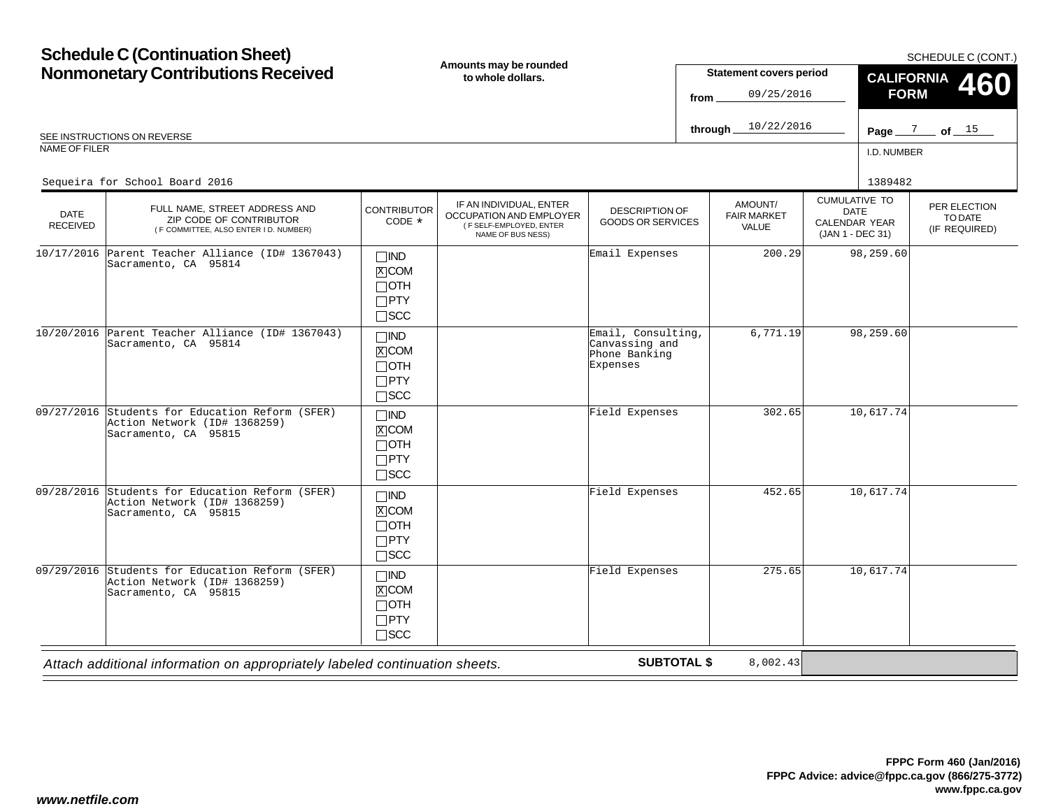# Schedule C (Continuation Sheet)
# Nonmonetary Contributions Received

**Amounts may be rounded to whole dollars.**

SCHEDULE C (CONT.)

**Statement covers period**

from 09/25/2016

through 10/22/2016

**CALIFORNIA FORM 460**

Page 7 of 15

SEE INSTRUCTIONS ON REVERSE

NAME OF FILER: Sequeira for School Board 2016

I.D. NUMBER: 1389482

| DATE RECEIVED | FULL NAME, STREET ADDRESS AND ZIP CODE OF CONTRIBUTOR (IF COMMITTEE, ALSO ENTER I.D. NUMBER) | CONTRIBUTOR CODE * | IF AN INDIVIDUAL, ENTER OCCUPATION AND EMPLOYER (IF SELF-EMPLOYED, ENTER NAME OF BUSINESS) | DESCRIPTION OF GOODS OR SERVICES | AMOUNT/ FAIR MARKET VALUE | CUMULATIVE TO DATE CALENDAR YEAR (JAN 1 - DEC 31) | PER ELECTION TO DATE (IF REQUIRED) |
|---|---|---|---|---|---|---|---|
| 10/17/2016 | Parent Teacher Alliance (ID# 1367043) Sacramento, CA 95814 | ☐IND ☒COM ☐OTH ☐PTY ☐SCC | | Email Expenses | 200.29 | 98,259.60 | |
| 10/20/2016 | Parent Teacher Alliance (ID# 1367043) Sacramento, CA 95814 | ☐IND ☒COM ☐OTH ☐PTY ☐SCC | | Email, Consulting, Canvassing and Phone Banking Expenses | 6,771.19 | 98,259.60 | |
| 09/27/2016 | Students for Education Reform (SFER) Action Network (ID# 1368259) Sacramento, CA 95815 | ☐IND ☒COM ☐OTH ☐PTY ☐SCC | | Field Expenses | 302.65 | 10,617.74 | |
| 09/28/2016 | Students for Education Reform (SFER) Action Network (ID# 1368259) Sacramento, CA 95815 | ☐IND ☒COM ☐OTH ☐PTY ☐SCC | | Field Expenses | 452.65 | 10,617.74 | |
| 09/29/2016 | Students for Education Reform (SFER) Action Network (ID# 1368259) Sacramento, CA 95815 | ☐IND ☒COM ☐OTH ☐PTY ☐SCC | | Field Expenses | 275.65 | 10,617.74 | |

*Attach additional information on appropriately labeled continuation sheets.*

**SUBTOTAL $** 8,002.43

**FPPC Form 460 (Jan/2016)**
**FPPC Advice: advice@fppc.ca.gov (866/275-3772)**
**www.fppc.ca.gov**

***www.netfile.com***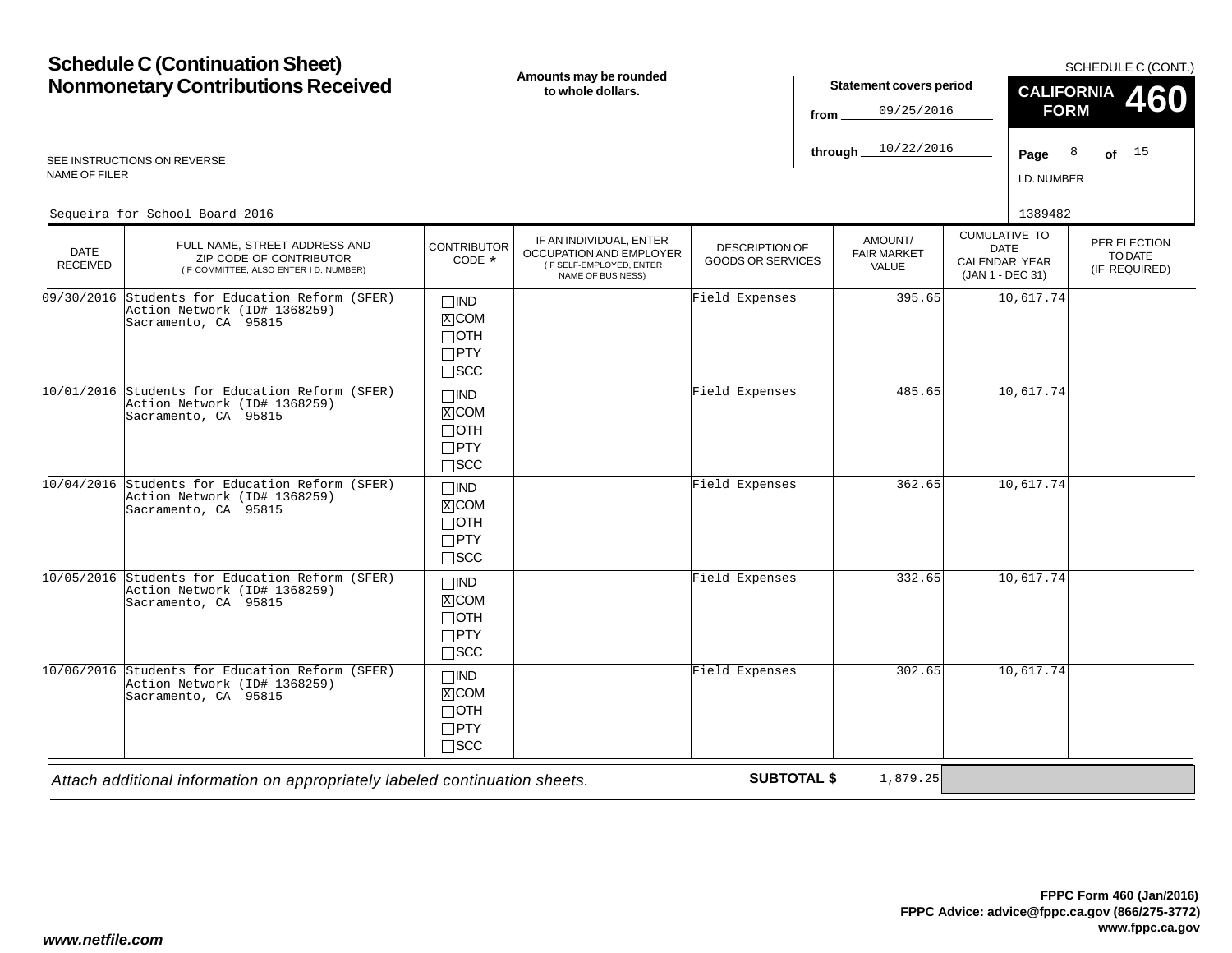# Schedule C (Continuation Sheet)
# Nonmonetary Contributions Received

**Amounts may be rounded to whole dollars.**

SCHEDULE C (CONT.)

**CALIFORNIA FORM 460**

**Statement covers period**
from 09/25/2016
through 10/22/2016

Page 8 of 15

SEE INSTRUCTIONS ON REVERSE

NAME OF FILER: Sequeira for School Board 2016

I.D. NUMBER: 1389482

| DATE RECEIVED | FULL NAME, STREET ADDRESS AND ZIP CODE OF CONTRIBUTOR (IF COMMITTEE, ALSO ENTER I.D. NUMBER) | CONTRIBUTOR CODE * | IF AN INDIVIDUAL, ENTER OCCUPATION AND EMPLOYER (IF SELF-EMPLOYED, ENTER NAME OF BUSINESS) | DESCRIPTION OF GOODS OR SERVICES | AMOUNT/ FAIR MARKET VALUE | CUMULATIVE TO DATE CALENDAR YEAR (JAN 1 - DEC 31) | PER ELECTION TO DATE (IF REQUIRED) |
|---|---|---|---|---|---|---|---|
| 09/30/2016 | Students for Education Reform (SFER) Action Network (ID# 1368259) Sacramento, CA 95815 | ☐IND ☒COM ☐OTH ☐PTY ☐SCC | | Field Expenses | 395.65 | 10,617.74 | |
| 10/01/2016 | Students for Education Reform (SFER) Action Network (ID# 1368259) Sacramento, CA 95815 | ☐IND ☒COM ☐OTH ☐PTY ☐SCC | | Field Expenses | 485.65 | 10,617.74 | |
| 10/04/2016 | Students for Education Reform (SFER) Action Network (ID# 1368259) Sacramento, CA 95815 | ☐IND ☒COM ☐OTH ☐PTY ☐SCC | | Field Expenses | 362.65 | 10,617.74 | |
| 10/05/2016 | Students for Education Reform (SFER) Action Network (ID# 1368259) Sacramento, CA 95815 | ☐IND ☒COM ☐OTH ☐PTY ☐SCC | | Field Expenses | 332.65 | 10,617.74 | |
| 10/06/2016 | Students for Education Reform (SFER) Action Network (ID# 1368259) Sacramento, CA 95815 | ☐IND ☒COM ☐OTH ☐PTY ☐SCC | | Field Expenses | 302.65 | 10,617.74 | |

*Attach additional information on appropriately labeled continuation sheets.*

**SUBTOTAL $** 1,879.25

**FPPC Form 460 (Jan/2016)**
**FPPC Advice: advice@fppc.ca.gov (866/275-3772)**
**www.fppc.ca.gov**

***www.netfile.com***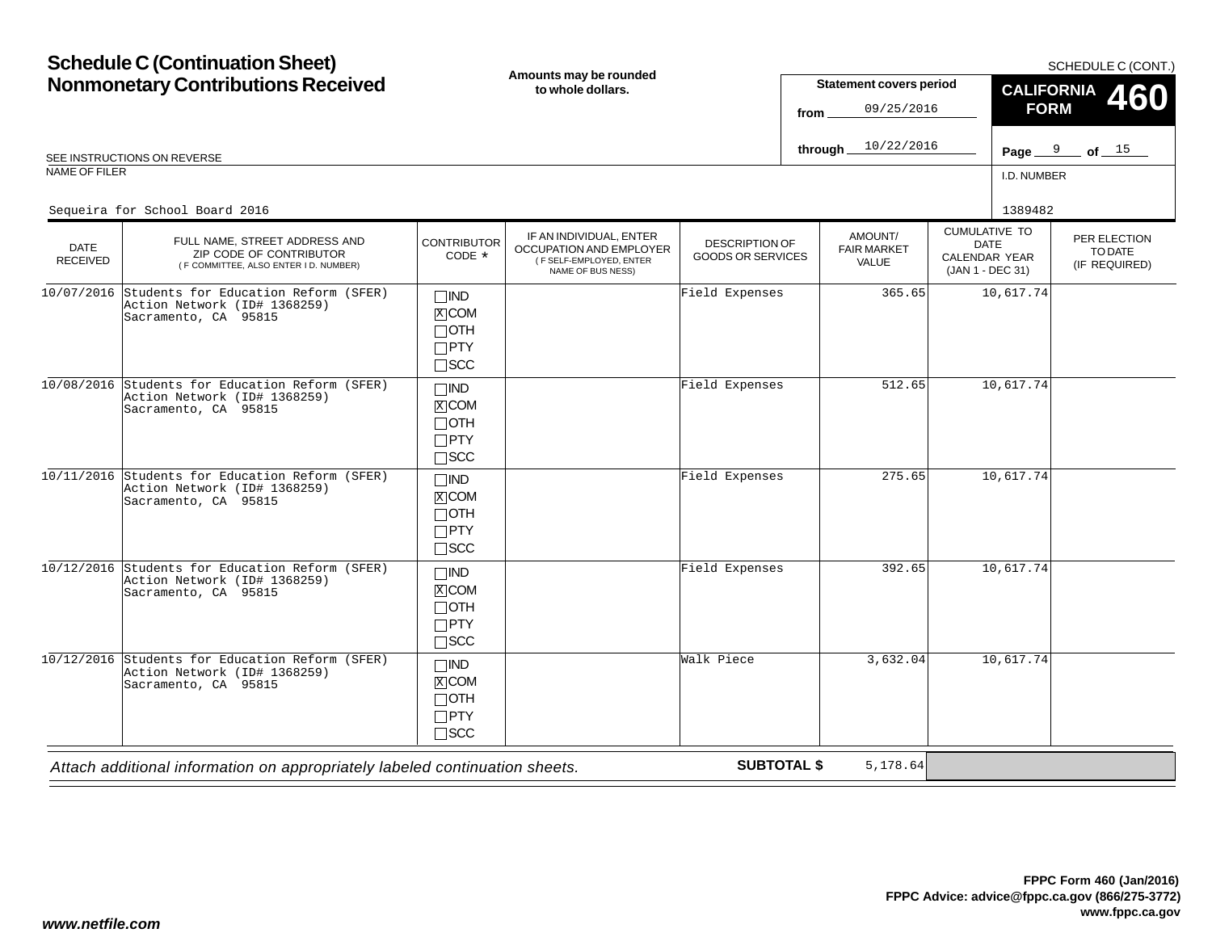# Schedule C (Continuation Sheet)
## Nonmonetary Contributions Received

**Amounts may be rounded to whole dollars.**

SCHEDULE C (CONT.)

**CALIFORNIA FORM 460**

**Statement covers period**
from 09/25/2016
through 10/22/2016

Page 9 of 15

SEE INSTRUCTIONS ON REVERSE

NAME OF FILER: Sequeira for School Board 2016

I.D. NUMBER: 1389482

| DATE RECEIVED | FULL NAME, STREET ADDRESS AND ZIP CODE OF CONTRIBUTOR (IF COMMITTEE, ALSO ENTER I.D. NUMBER) | CONTRIBUTOR CODE * | IF AN INDIVIDUAL, ENTER OCCUPATION AND EMPLOYER (IF SELF-EMPLOYED, ENTER NAME OF BUSINESS) | DESCRIPTION OF GOODS OR SERVICES | AMOUNT/ FAIR MARKET VALUE | CUMULATIVE TO DATE CALENDAR YEAR (JAN 1 - DEC 31) | PER ELECTION TO DATE (IF REQUIRED) |
|---|---|---|---|---|---|---|---|
| 10/07/2016 | Students for Education Reform (SFER) Action Network (ID# 1368259) Sacramento, CA 95815 | ☐IND ☒COM ☐OTH ☐PTY ☐SCC | | Field Expenses | 365.65 | 10,617.74 | |
| 10/08/2016 | Students for Education Reform (SFER) Action Network (ID# 1368259) Sacramento, CA 95815 | ☐IND ☒COM ☐OTH ☐PTY ☐SCC | | Field Expenses | 512.65 | 10,617.74 | |
| 10/11/2016 | Students for Education Reform (SFER) Action Network (ID# 1368259) Sacramento, CA 95815 | ☐IND ☒COM ☐OTH ☐PTY ☐SCC | | Field Expenses | 275.65 | 10,617.74 | |
| 10/12/2016 | Students for Education Reform (SFER) Action Network (ID# 1368259) Sacramento, CA 95815 | ☐IND ☒COM ☐OTH ☐PTY ☐SCC | | Field Expenses | 392.65 | 10,617.74 | |
| 10/12/2016 | Students for Education Reform (SFER) Action Network (ID# 1368259) Sacramento, CA 95815 | ☐IND ☒COM ☐OTH ☐PTY ☐SCC | | Walk Piece | 3,632.04 | 10,617.74 | |

*Attach additional information on appropriately labeled continuation sheets.*

**SUBTOTAL $** 5,178.64

**FPPC Form 460 (Jan/2016)**
**FPPC Advice: advice@fppc.ca.gov (866/275-3772)**
**www.fppc.ca.gov**

***www.netfile.com***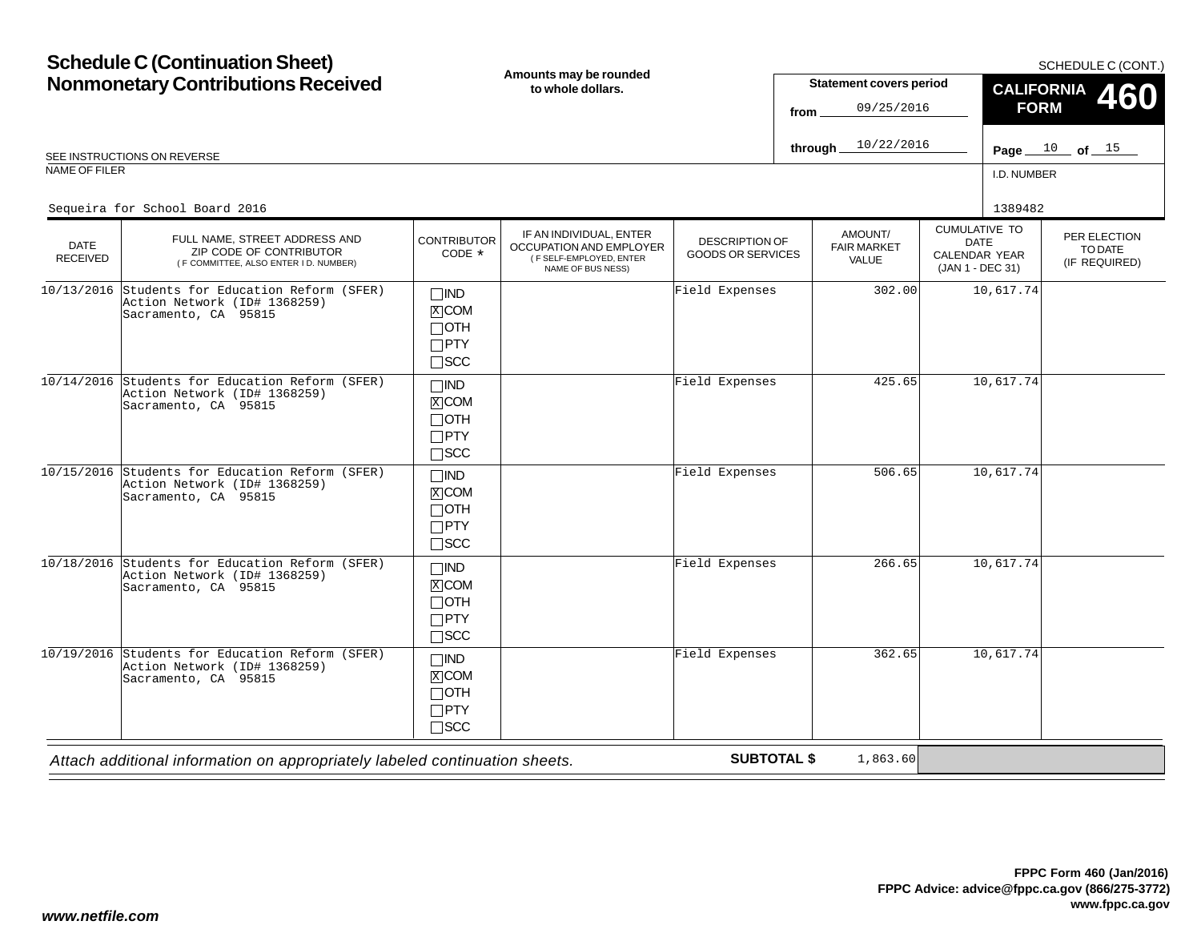# Schedule C (Continuation Sheet)
# Nonmonetary Contributions Received

SCHEDULE C (CONT.)

**Amounts may be rounded to whole dollars.**

**Statement covers period**
from 09/25/2016
through 10/22/2016

**CALIFORNIA FORM 460**

Page 10 of 15

SEE INSTRUCTIONS ON REVERSE

NAME OF FILER: Sequeira for School Board 2016

I.D. NUMBER: 1389482

| DATE RECEIVED | FULL NAME, STREET ADDRESS AND ZIP CODE OF CONTRIBUTOR (IF COMMITTEE, ALSO ENTER I.D. NUMBER) | CONTRIBUTOR CODE * | IF AN INDIVIDUAL, ENTER OCCUPATION AND EMPLOYER (IF SELF-EMPLOYED, ENTER NAME OF BUSINESS) | DESCRIPTION OF GOODS OR SERVICES | AMOUNT/ FAIR MARKET VALUE | CUMULATIVE TO DATE CALENDAR YEAR (JAN 1 - DEC 31) | PER ELECTION TO DATE (IF REQUIRED) |
|---|---|---|---|---|---|---|---|
| 10/13/2016 | Students for Education Reform (SFER) Action Network (ID# 1368259) Sacramento, CA 95815 | ☐IND ☒COM ☐OTH ☐PTY ☐SCC | | Field Expenses | 302.00 | 10,617.74 | |
| 10/14/2016 | Students for Education Reform (SFER) Action Network (ID# 1368259) Sacramento, CA 95815 | ☐IND ☒COM ☐OTH ☐PTY ☐SCC | | Field Expenses | 425.65 | 10,617.74 | |
| 10/15/2016 | Students for Education Reform (SFER) Action Network (ID# 1368259) Sacramento, CA 95815 | ☐IND ☒COM ☐OTH ☐PTY ☐SCC | | Field Expenses | 506.65 | 10,617.74 | |
| 10/18/2016 | Students for Education Reform (SFER) Action Network (ID# 1368259) Sacramento, CA 95815 | ☐IND ☒COM ☐OTH ☐PTY ☐SCC | | Field Expenses | 266.65 | 10,617.74 | |
| 10/19/2016 | Students for Education Reform (SFER) Action Network (ID# 1368259) Sacramento, CA 95815 | ☐IND ☒COM ☐OTH ☐PTY ☐SCC | | Field Expenses | 362.65 | 10,617.74 | |

*Attach additional information on appropriately labeled continuation sheets.*

**SUBTOTAL $** 1,863.60

**FPPC Form 460 (Jan/2016)**
**FPPC Advice: advice@fppc.ca.gov (866/275-3772)**
**www.fppc.ca.gov**

***www.netfile.com***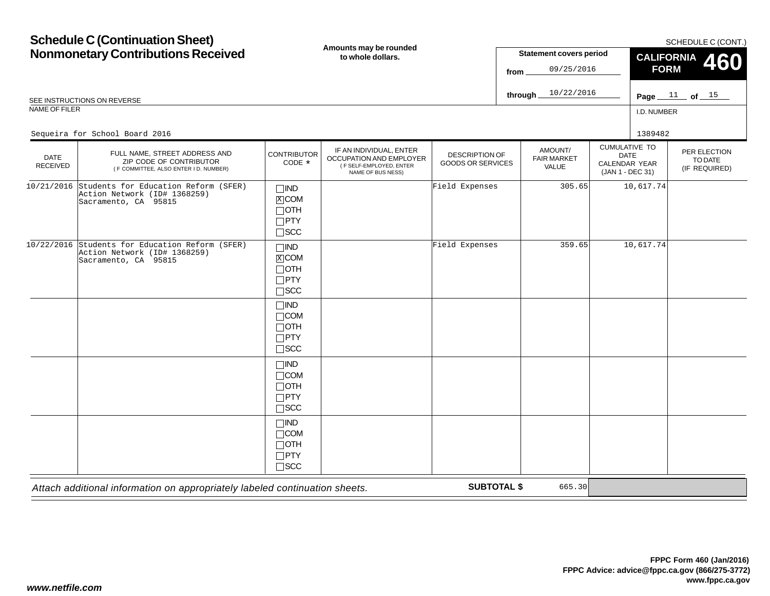# Schedule C (Continuation Sheet)
# Nonmonetary Contributions Received

**Amounts may be rounded to whole dollars.**

SCHEDULE C (CONT.)

**Statement covers period**

from 09/25/2016

through 10/22/2016

**CALIFORNIA FORM 460**

Page 11 of 15

SEE INSTRUCTIONS ON REVERSE

NAME OF FILER: Sequeira for School Board 2016

I.D. NUMBER: 1389482

| DATE RECEIVED | FULL NAME, STREET ADDRESS AND ZIP CODE OF CONTRIBUTOR (IF COMMITTEE, ALSO ENTER I.D. NUMBER) | CONTRIBUTOR CODE * | IF AN INDIVIDUAL, ENTER OCCUPATION AND EMPLOYER (IF SELF-EMPLOYED, ENTER NAME OF BUSINESS) | DESCRIPTION OF GOODS OR SERVICES | AMOUNT/ FAIR MARKET VALUE | CUMULATIVE TO DATE CALENDAR YEAR (JAN 1 - DEC 31) | PER ELECTION TO DATE (IF REQUIRED) |
|---|---|---|---|---|---|---|---|
| 10/21/2016 | Students for Education Reform (SFER) Action Network (ID# 1368259) Sacramento, CA 95815 | ☐IND ☒COM ☐OTH ☐PTY ☐SCC | | Field Expenses | 305.65 | 10,617.74 | |
| 10/22/2016 | Students for Education Reform (SFER) Action Network (ID# 1368259) Sacramento, CA 95815 | ☐IND ☒COM ☐OTH ☐PTY ☐SCC | | Field Expenses | 359.65 | 10,617.74 | |
| | | ☐IND ☐COM ☐OTH ☐PTY ☐SCC | | | | | |
| | | ☐IND ☐COM ☐OTH ☐PTY ☐SCC | | | | | |
| | | ☐IND ☐COM ☐OTH ☐PTY ☐SCC | | | | | |

*Attach additional information on appropriately labeled continuation sheets.*

**SUBTOTAL $** 665.30

**FPPC Form 460 (Jan/2016)**
**FPPC Advice: advice@fppc.ca.gov (866/275-3772)**
**www.fppc.ca.gov**

***www.netfile.com***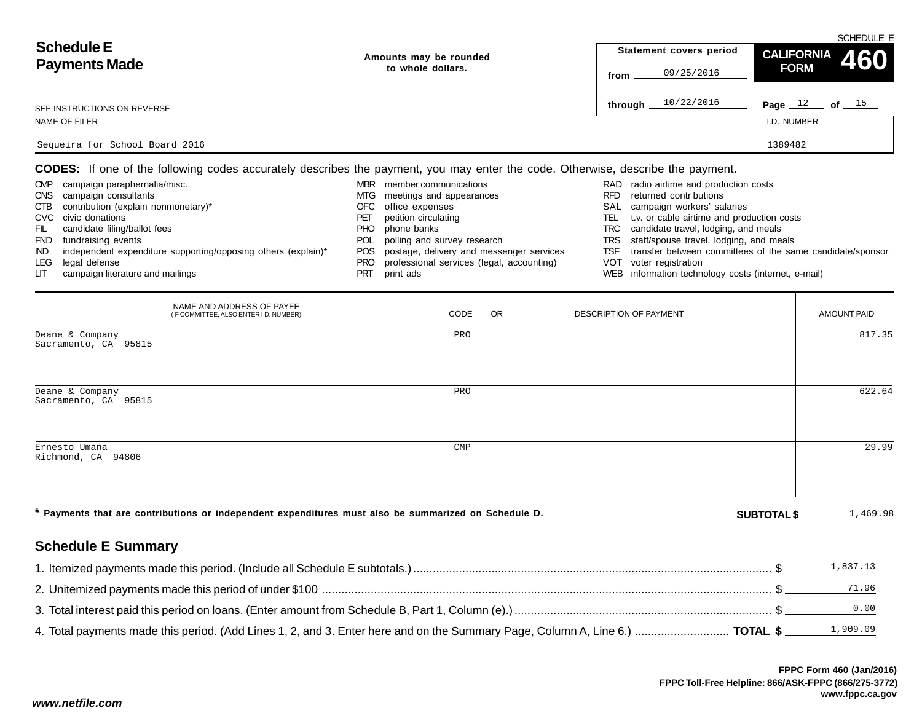SCHEDULE E

# Schedule E Payments Made

Amounts may be rounded to whole dollars.

Statement covers period from 09/25/2016 through 10/22/2016

**CALIFORNIA FORM 460**

SEE INSTRUCTIONS ON REVERSE

| NAME OF FILER | I.D. NUMBER |
|---|---|
| Sequeira for School Board 2016 | 1389482 |

**CODES:** If one of the following codes accurately describes the payment, you may enter the code. Otherwise, describe the payment.

- CMP campaign paraphernalia/misc.
- CNS campaign consultants
- CTB contribution (explain nonmonetary)*
- CVC civic donations
- FIL candidate filing/ballot fees
- FND fundraising events
- IND independent expenditure supporting/opposing others (explain)*
- LEG legal defense
- LIT campaign literature and mailings
- MBR member communications
- MTG meetings and appearances
- OFC office expenses
- PET petition circulating
- PHO phone banks
- POL polling and survey research
- POS postage, delivery and messenger services
- PRO professional services (legal, accounting)
- PRT print ads
- RAD radio airtime and production costs
- RFD returned contr butions
- SAL campaign workers' salaries
- TEL t.v. or cable airtime and production costs
- TRC candidate travel, lodging, and meals
- TRS staff/spouse travel, lodging, and meals
- TSF transfer between committees of the same candidate/sponsor
- VOT voter registration
- WEB information technology costs (internet, e-mail)

| NAME AND ADDRESS OF PAYEE (F COMMITTEE, ALSO ENTER I D. NUMBER) | CODE | OR DESCRIPTION OF PAYMENT | AMOUNT PAID |
|---|---|---|---|
| Deane & Company<br>Sacramento, CA 95815 | PRO | | 817.35 |
| Deane & Company<br>Sacramento, CA 95815 | PRO | | 622.64 |
| Ernesto Umana<br>Richmond, CA 94806 | CMP | | 29.99 |

* Payments that are contributions or independent expenditures must also be summarized on Schedule D.

**SUBTOTAL $** 1,469.98

## Schedule E Summary

1. Itemized payments made this period. (Include all Schedule E subtotals.) $ 1,837.13
2. Unitemized payments made this period of under $100 $ 71.96
3. Total interest paid this period on loans. (Enter amount from Schedule B, Part 1, Column (e).) $ 0.00
4. Total payments made this period. (Add Lines 1, 2, and 3. Enter here and on the Summary Page, Column A, Line 6.) **TOTAL $** 1,909.09

FPPC Form 460 (Jan/2016)
FPPC Toll-Free Helpline: 866/ASK-FPPC (866/275-3772)
www.fppc.ca.gov

*www.netfile.com*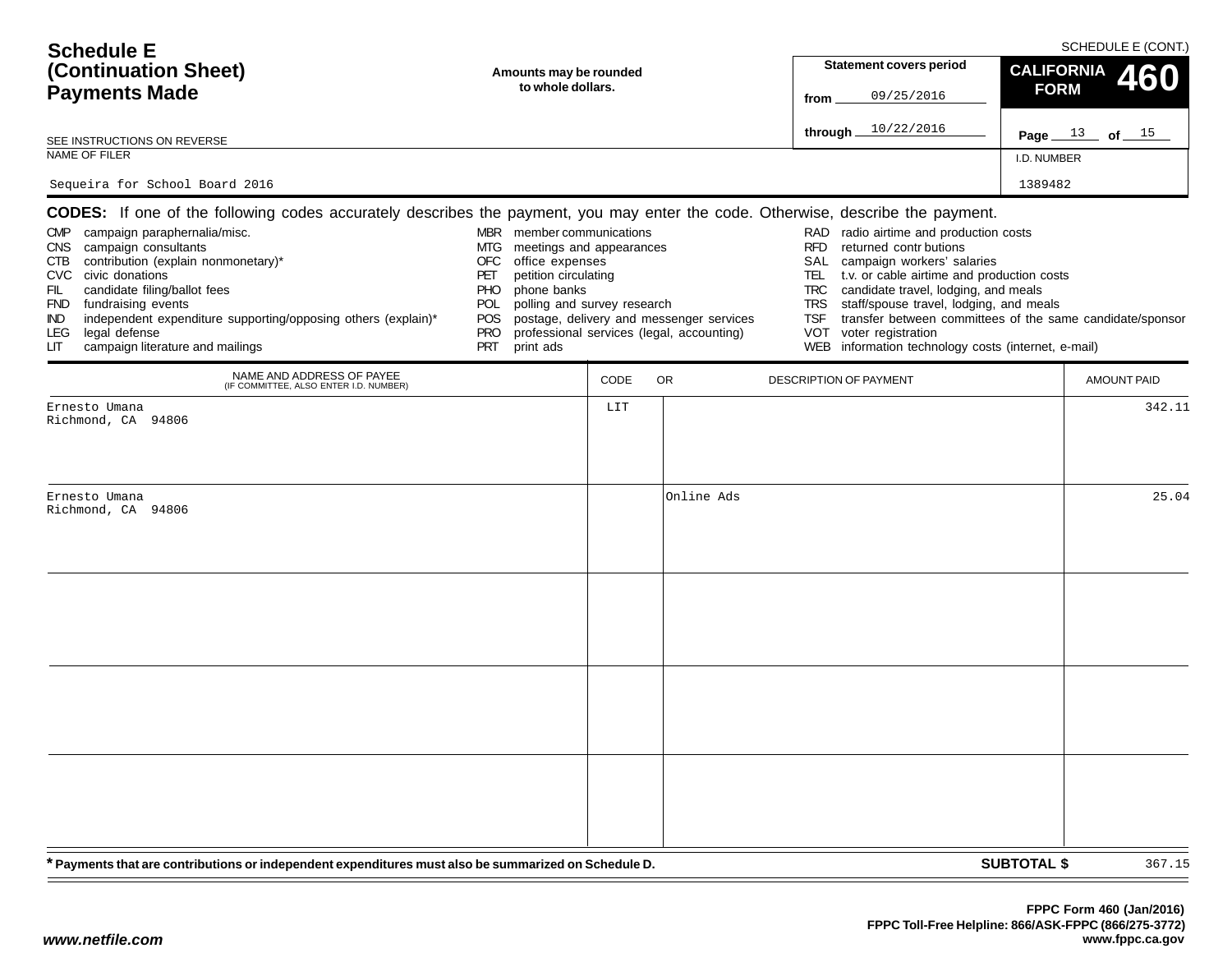SCHEDULE E (CONT.)

# Schedule E (Continuation Sheet) Payments Made

**Amounts may be rounded to whole dollars.**

| Statement covers period | |
|---|---|
| from | 09/25/2016 |
| through | 10/22/2016 |

**CALIFORNIA FORM 460**

Page 13 of 15

SEE INSTRUCTIONS ON REVERSE

NAME OF FILER: Sequeira for School Board 2016

I.D. NUMBER: 1389482

**CODES:** If one of the following codes accurately describes the payment, you may enter the code. Otherwise, describe the payment.

- CMP campaign paraphernalia/misc.
- CNS campaign consultants
- CTB contribution (explain nonmonetary)*
- CVC civic donations
- FIL candidate filing/ballot fees
- FND fundraising events
- IND independent expenditure supporting/opposing others (explain)*
- LEG legal defense
- LIT campaign literature and mailings
- MBR member communications
- MTG meetings and appearances
- OFC office expenses
- PET petition circulating
- PHO phone banks
- POL polling and survey research
- POS postage, delivery and messenger services
- PRO professional services (legal, accounting)
- PRT print ads
- RAD radio airtime and production costs
- RFD returned contributions
- SAL campaign workers' salaries
- TEL t.v. or cable airtime and production costs
- TRC candidate travel, lodging, and meals
- TRS staff/spouse travel, lodging, and meals
- TSF transfer between committees of the same candidate/sponsor
- VOT voter registration
- WEB information technology costs (internet, e-mail)

| NAME AND ADDRESS OF PAYEE (IF COMMITTEE, ALSO ENTER I.D. NUMBER) | CODE | OR DESCRIPTION OF PAYMENT | AMOUNT PAID |
|---|---|---|---|
| Ernesto Umana<br>Richmond, CA 94806 | LIT | | 342.11 |
| Ernesto Umana<br>Richmond, CA 94806 | | Online Ads | 25.04 |
| | | | |
| | | | |
| | | | |

\* Payments that are contributions or independent expenditures must also be summarized on Schedule D.

**SUBTOTAL $** 367.15

FPPC Form 460 (Jan/2016)
FPPC Toll-Free Helpline: 866/ASK-FPPC (866/275-3772)
www.fppc.ca.gov

www.netfile.com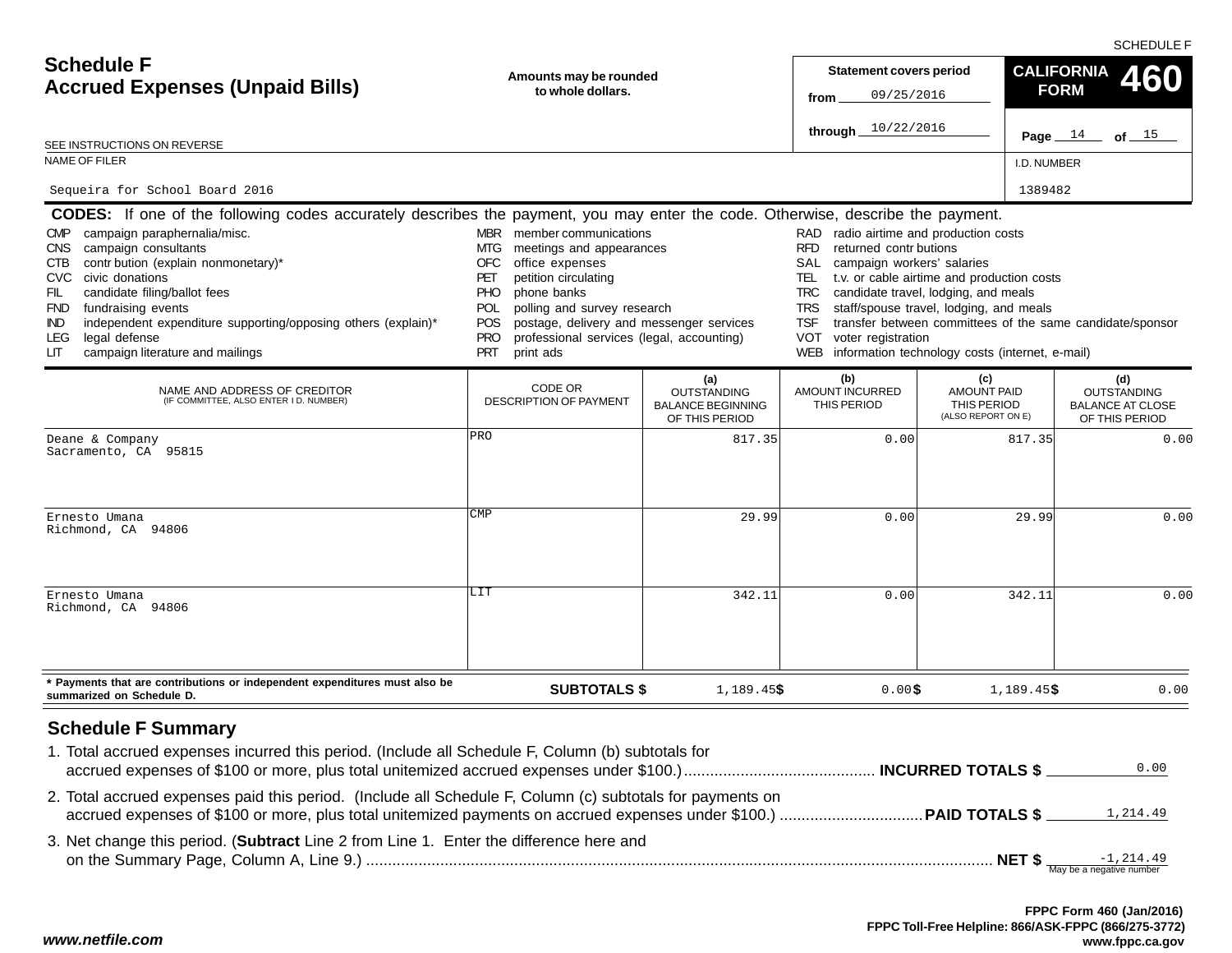SCHEDULE F

# Schedule F
## Accrued Expenses (Unpaid Bills)

**Amounts may be rounded to whole dollars.**

**Statement covers period**
from 09/25/2016
through 10/22/2016

**CALIFORNIA FORM 460**

Page 14 of 15

SEE INSTRUCTIONS ON REVERSE

NAME OF FILER: Sequeira for School Board 2016

I.D. NUMBER: 1389482

**CODES:** If one of the following codes accurately describes the payment, you may enter the code. Otherwise, describe the payment.

- CMP campaign paraphernalia/misc.
- CNS campaign consultants
- CTB contribution (explain nonmonetary)*
- CVC civic donations
- FIL candidate filing/ballot fees
- FND fundraising events
- IND independent expenditure supporting/opposing others (explain)*
- LEG legal defense
- LIT campaign literature and mailings
- MBR member communications
- MTG meetings and appearances
- OFC office expenses
- PET petition circulating
- PHO phone banks
- POL polling and survey research
- POS postage, delivery and messenger services
- PRO professional services (legal, accounting)
- PRT print ads
- RAD radio airtime and production costs
- RFD returned contributions
- SAL campaign workers' salaries
- TEL t.v. or cable airtime and production costs
- TRC candidate travel, lodging, and meals
- TRS staff/spouse travel, lodging, and meals
- TSF transfer between committees of the same candidate/sponsor
- VOT voter registration
- WEB information technology costs (internet, e-mail)

| NAME AND ADDRESS OF CREDITOR (IF COMMITTEE, ALSO ENTER I.D. NUMBER) | CODE OR DESCRIPTION OF PAYMENT | (a) OUTSTANDING BALANCE BEGINNING OF THIS PERIOD | (b) AMOUNT INCURRED THIS PERIOD | (c) AMOUNT PAID THIS PERIOD (ALSO REPORT ON E) | (d) OUTSTANDING BALANCE AT CLOSE OF THIS PERIOD |
|---|---|---|---|---|---|
| Deane & Company<br>Sacramento, CA 95815 | PRO | 817.35 | 0.00 | 817.35 | 0.00 |
| Ernesto Umana<br>Richmond, CA 94806 | CMP | 29.99 | 0.00 | 29.99 | 0.00 |
| Ernesto Umana<br>Richmond, CA 94806 | LIT | 342.11 | 0.00 | 342.11 | 0.00 |
| * Payments that are contributions or independent expenditures must also be summarized on Schedule D. | **SUBTOTALS $** | 1,189.45 | $ 0.00 | $ 1,189.45 | $ 0.00 |

## Schedule F Summary

1. Total accrued expenses incurred this period. (Include all Schedule F, Column (b) subtotals for accrued expenses of $100 or more, plus total unitemized accrued expenses under $100.) ............ **INCURRED TOTALS $** 0.00
2. Total accrued expenses paid this period. (Include all Schedule F, Column (c) subtotals for payments on accrued expenses of $100 or more, plus total unitemized payments on accrued expenses under $100.) ............ **PAID TOTALS $** 1,214.49
3. Net change this period. (**Subtract** Line 2 from Line 1. Enter the difference here and on the Summary Page, Column A, Line 9.) ............ **NET $** -1,214.49 (May be a negative number)

FPPC Form 460 (Jan/2016)
FPPC Toll-Free Helpline: 866/ASK-FPPC (866/275-3772)
www.fppc.ca.gov

*www.netfile.com*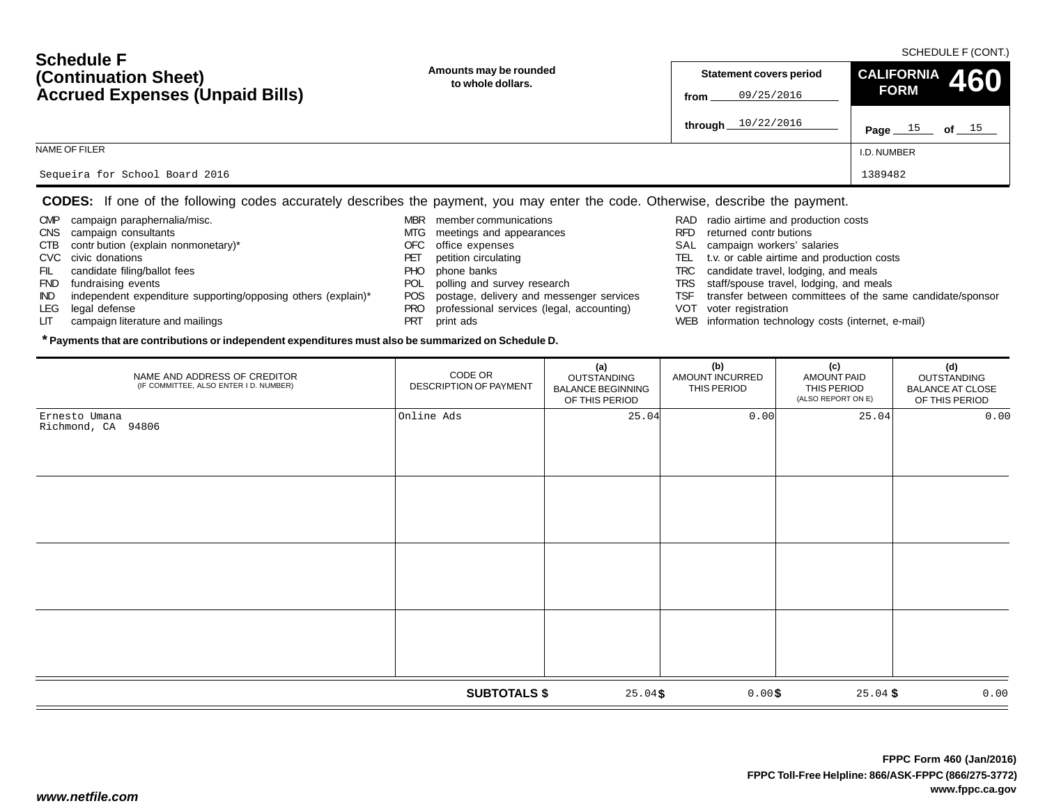SCHEDULE F (CONT.)

# Schedule F (Continuation Sheet) Accrued Expenses (Unpaid Bills)

**Amounts may be rounded to whole dollars.**

**Statement covers period**

from 09/25/2016

through 10/22/2016

**CALIFORNIA FORM 460**

Page 15 of 15

NAME OF FILER

Sequeira for School Board 2016

I.D. NUMBER

1389482

**CODES:** If one of the following codes accurately describes the payment, you may enter the code. Otherwise, describe the payment.

- CMP campaign paraphernalia/misc.
- CNS campaign consultants
- CTB contribution (explain nonmonetary)*
- CVC civic donations
- FIL candidate filing/ballot fees
- FND fundraising events
- IND independent expenditure supporting/opposing others (explain)*
- LEG legal defense
- LIT campaign literature and mailings
- MBR member communications
- MTG meetings and appearances
- OFC office expenses
- PET petition circulating
- PHO phone banks
- POL polling and survey research
- POS postage, delivery and messenger services
- PRO professional services (legal, accounting)
- PRT print ads
- RAD radio airtime and production costs
- RFD returned contributions
- SAL campaign workers' salaries
- TEL t.v. or cable airtime and production costs
- TRC candidate travel, lodging, and meals
- TRS staff/spouse travel, lodging, and meals
- TSF transfer between committees of the same candidate/sponsor
- VOT voter registration
- WEB information technology costs (internet, e-mail)

**\* Payments that are contributions or independent expenditures must also be summarized on Schedule D.**

| NAME AND ADDRESS OF CREDITOR (IF COMMITTEE, ALSO ENTER I.D. NUMBER) | CODE OR DESCRIPTION OF PAYMENT | (a) OUTSTANDING BALANCE BEGINNING OF THIS PERIOD | (b) AMOUNT INCURRED THIS PERIOD | (c) AMOUNT PAID THIS PERIOD (ALSO REPORT ON E) | (d) OUTSTANDING BALANCE AT CLOSE OF THIS PERIOD |
|---|---|---|---|---|---|
| Ernesto Umana<br>Richmond, CA 94806 | Online Ads | 25.04 | 0.00 | 25.04 | 0.00 |
| | | | | | |
| | | | | | |
| | | | | | |
| | **SUBTOTALS $** | 25.04 | $ 0.00 | $ 25.04 | $ 0.00 |

FPPC Form 460 (Jan/2016)
FPPC Toll-Free Helpline: 866/ASK-FPPC (866/275-3772)
www.fppc.ca.gov

*www.netfile.com*